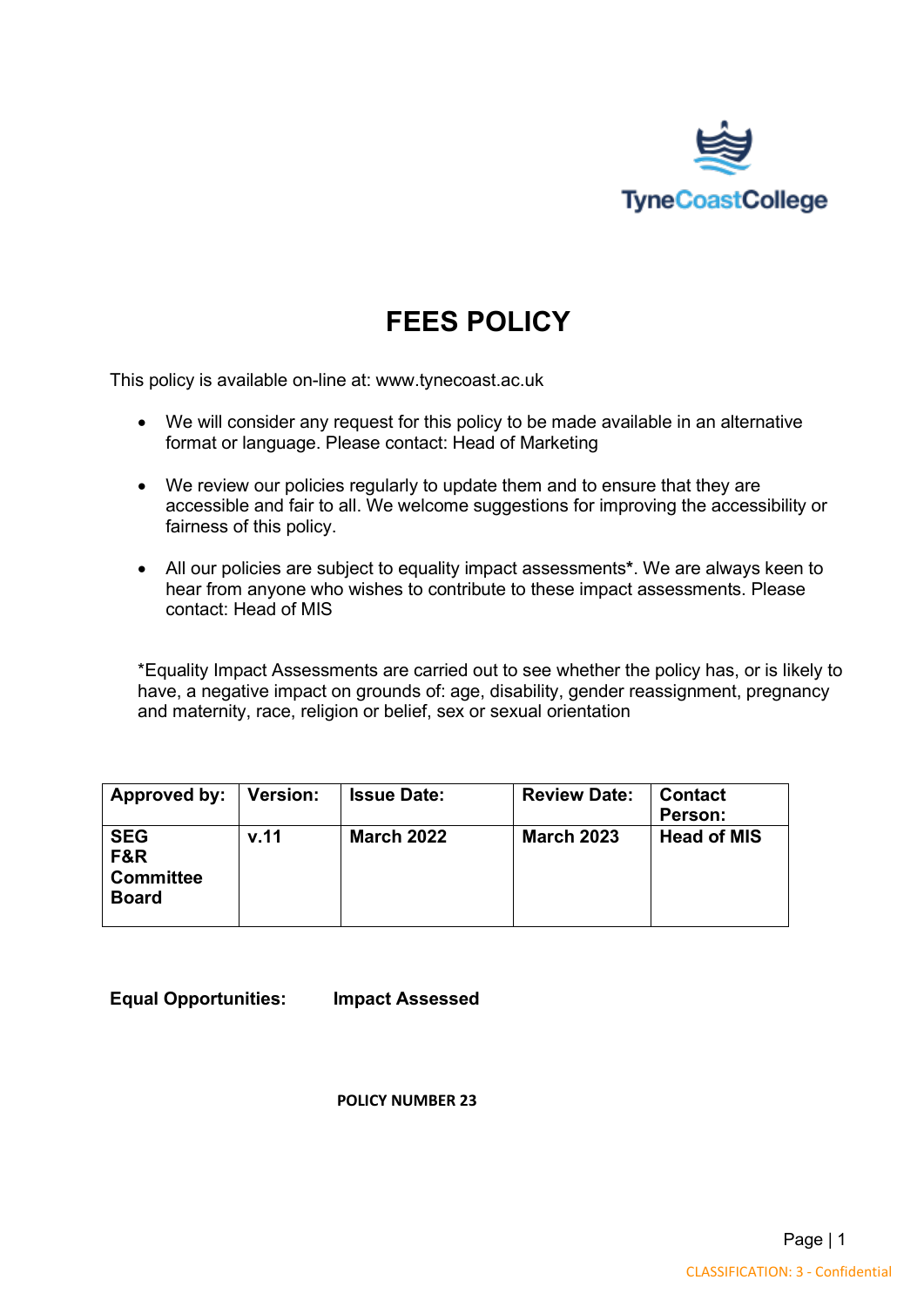# FEES POLICY

This policy is available on-line at: www.tynecoast.ac.uk

- We will consider any request for this policy to be made available in an alternative format or language. Please contact: Head of Marketing
- We review our policies regularly to update them and to ensure that they are accessible and fair to all. We welcome suggestions for improving the accessibility or fairness of this policy.
- All our policies are subject to equality impact assessments**\***. We are always keen to hear from anyone who wishes to contribute to these impact assessments. Please contact: Head of MIS

*Equality Impact Assessments are carried out to see whether the policy has, or is likely to have, a negative impact on grounds of: age, disability, gender reassignment, pregnancy and maternity, race, religion or belief, sex or sexual orientation

| Approved by: | Version: | Issue Date: | Review Date: | Contact Person: |
|---|---|---|---|---|
| **SEG<br>F&R Committee<br>Board** | **v.11** | **March 2022** | **March 2023** | **Head of MIS** |

**Equal Opportunities:** **Impact Assessed**

**POLICY NUMBER 23**

CLASSIFICATION: 3 - Confidential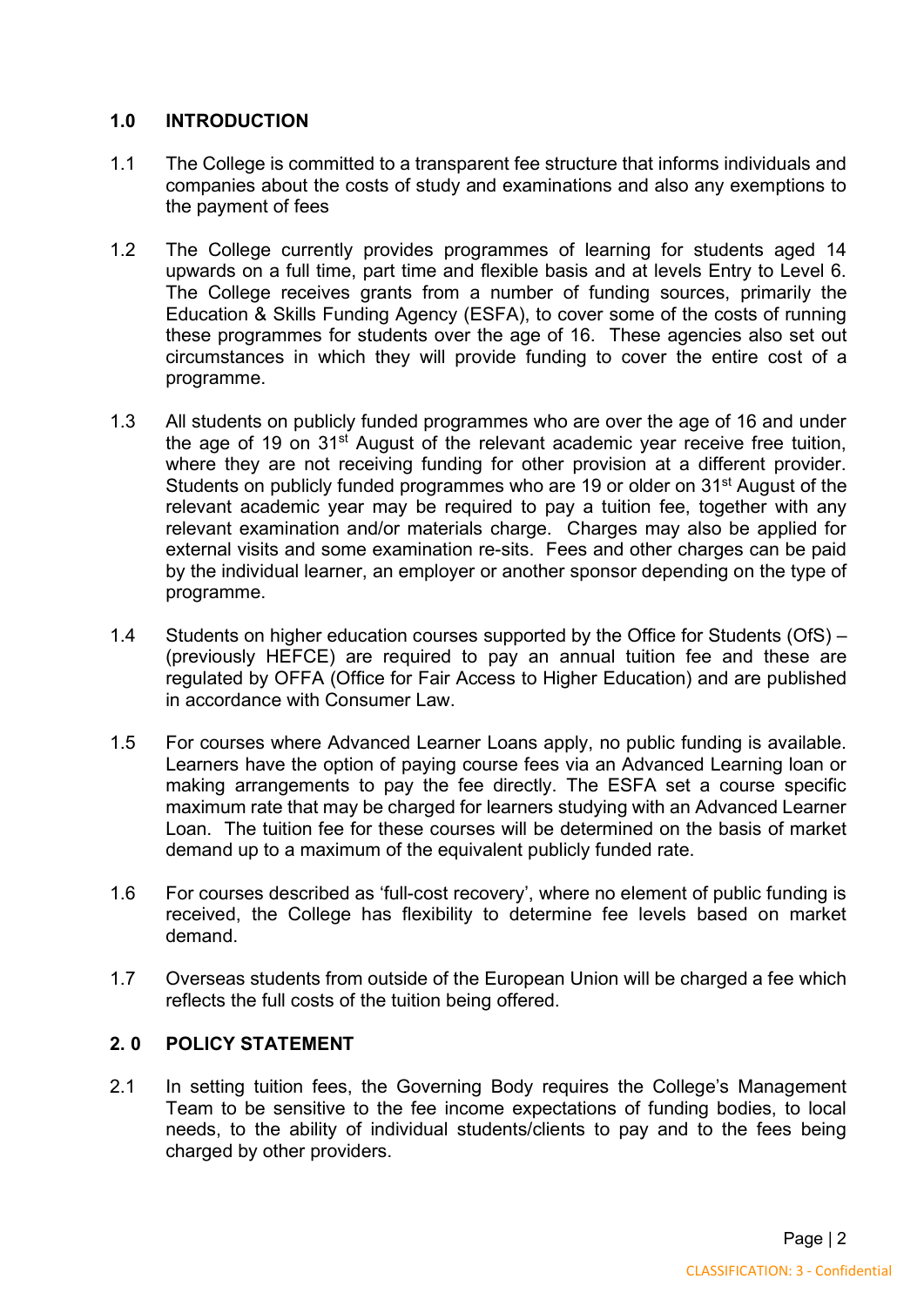## 1.0 INTRODUCTION

1.1 The College is committed to a transparent fee structure that informs individuals and companies about the costs of study and examinations and also any exemptions to the payment of fees

1.2 The College currently provides programmes of learning for students aged 14 upwards on a full time, part time and flexible basis and at levels Entry to Level 6. The College receives grants from a number of funding sources, primarily the Education & Skills Funding Agency (ESFA), to cover some of the costs of running these programmes for students over the age of 16. These agencies also set out circumstances in which they will provide funding to cover the entire cost of a programme.

1.3 All students on publicly funded programmes who are over the age of 16 and under the age of 19 on 31st August of the relevant academic year receive free tuition, where they are not receiving funding for other provision at a different provider. Students on publicly funded programmes who are 19 or older on 31st August of the relevant academic year may be required to pay a tuition fee, together with any relevant examination and/or materials charge. Charges may also be applied for external visits and some examination re-sits. Fees and other charges can be paid by the individual learner, an employer or another sponsor depending on the type of programme.

1.4 Students on higher education courses supported by the Office for Students (OfS) – (previously HEFCE) are required to pay an annual tuition fee and these are regulated by OFFA (Office for Fair Access to Higher Education) and are published in accordance with Consumer Law.

1.5 For courses where Advanced Learner Loans apply, no public funding is available. Learners have the option of paying course fees via an Advanced Learning loan or making arrangements to pay the fee directly. The ESFA set a course specific maximum rate that may be charged for learners studying with an Advanced Learner Loan. The tuition fee for these courses will be determined on the basis of market demand up to a maximum of the equivalent publicly funded rate.

1.6 For courses described as 'full-cost recovery', where no element of public funding is received, the College has flexibility to determine fee levels based on market demand.

1.7 Overseas students from outside of the European Union will be charged a fee which reflects the full costs of the tuition being offered.

## 2. 0 POLICY STATEMENT

2.1 In setting tuition fees, the Governing Body requires the College's Management Team to be sensitive to the fee income expectations of funding bodies, to local needs, to the ability of individual students/clients to pay and to the fees being charged by other providers.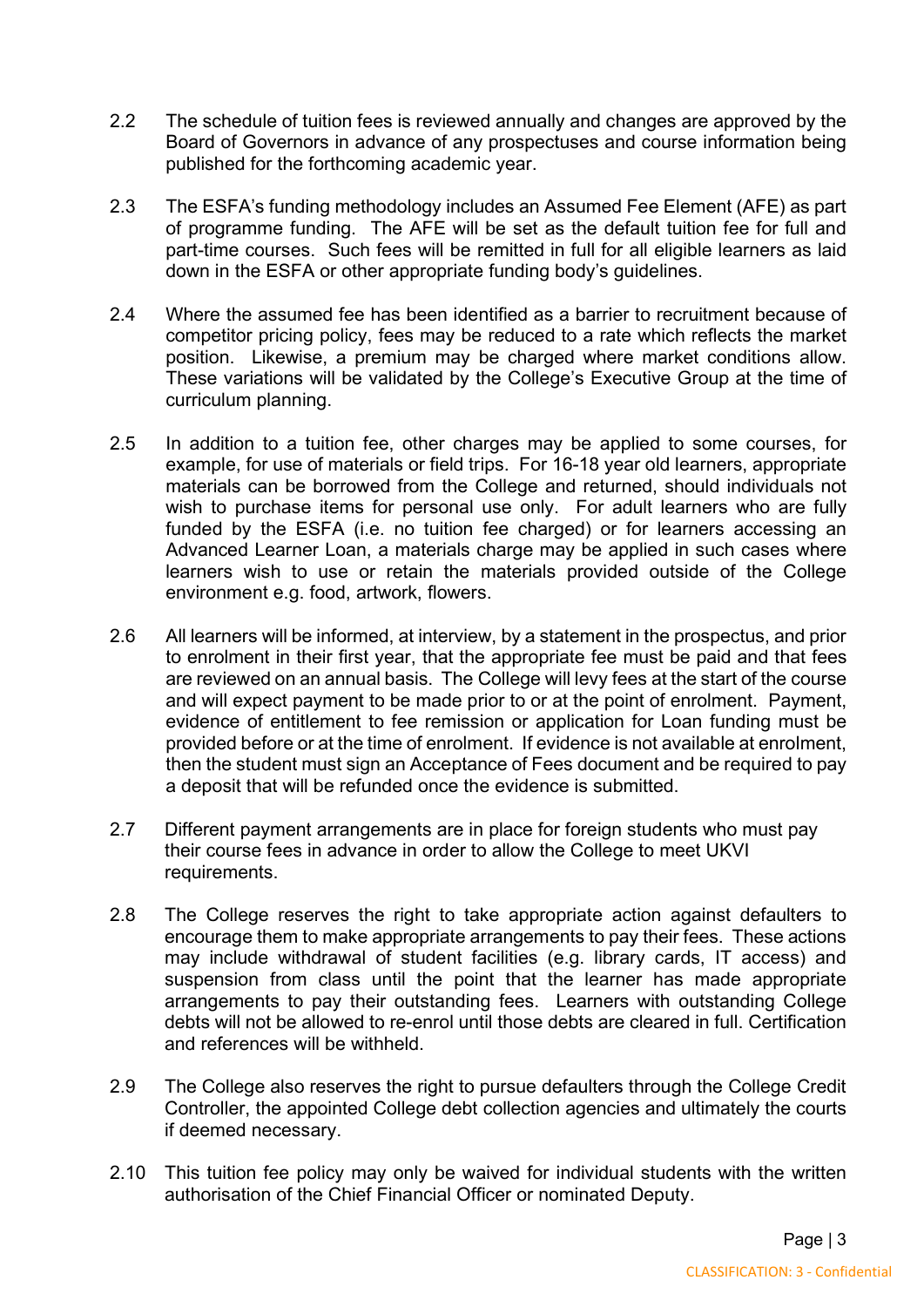2.2 The schedule of tuition fees is reviewed annually and changes are approved by the Board of Governors in advance of any prospectuses and course information being published for the forthcoming academic year.

2.3 The ESFA's funding methodology includes an Assumed Fee Element (AFE) as part of programme funding. The AFE will be set as the default tuition fee for full and part-time courses. Such fees will be remitted in full for all eligible learners as laid down in the ESFA or other appropriate funding body's guidelines.

2.4 Where the assumed fee has been identified as a barrier to recruitment because of competitor pricing policy, fees may be reduced to a rate which reflects the market position. Likewise, a premium may be charged where market conditions allow. These variations will be validated by the College's Executive Group at the time of curriculum planning.

2.5 In addition to a tuition fee, other charges may be applied to some courses, for example, for use of materials or field trips. For 16-18 year old learners, appropriate materials can be borrowed from the College and returned, should individuals not wish to purchase items for personal use only. For adult learners who are fully funded by the ESFA (i.e. no tuition fee charged) or for learners accessing an Advanced Learner Loan, a materials charge may be applied in such cases where learners wish to use or retain the materials provided outside of the College environment e.g. food, artwork, flowers.

2.6 All learners will be informed, at interview, by a statement in the prospectus, and prior to enrolment in their first year, that the appropriate fee must be paid and that fees are reviewed on an annual basis. The College will levy fees at the start of the course and will expect payment to be made prior to or at the point of enrolment. Payment, evidence of entitlement to fee remission or application for Loan funding must be provided before or at the time of enrolment. If evidence is not available at enrolment, then the student must sign an Acceptance of Fees document and be required to pay a deposit that will be refunded once the evidence is submitted.

2.7 Different payment arrangements are in place for foreign students who must pay their course fees in advance in order to allow the College to meet UKVI requirements.

2.8 The College reserves the right to take appropriate action against defaulters to encourage them to make appropriate arrangements to pay their fees. These actions may include withdrawal of student facilities (e.g. library cards, IT access) and suspension from class until the point that the learner has made appropriate arrangements to pay their outstanding fees. Learners with outstanding College debts will not be allowed to re-enrol until those debts are cleared in full. Certification and references will be withheld.

2.9 The College also reserves the right to pursue defaulters through the College Credit Controller, the appointed College debt collection agencies and ultimately the courts if deemed necessary.

2.10 This tuition fee policy may only be waived for individual students with the written authorisation of the Chief Financial Officer or nominated Deputy.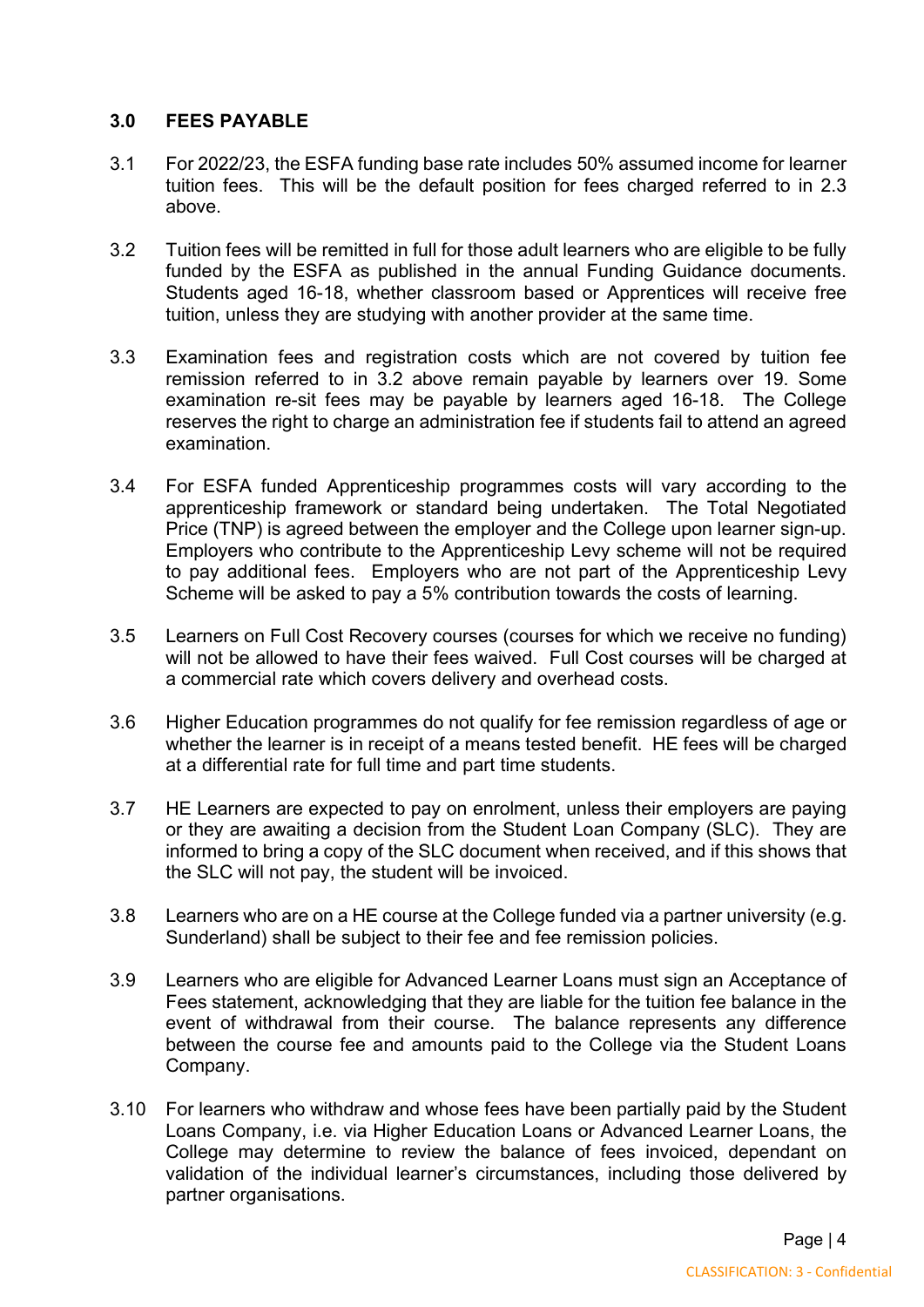## 3.0 FEES PAYABLE

3.1 For 2022/23, the ESFA funding base rate includes 50% assumed income for learner tuition fees. This will be the default position for fees charged referred to in 2.3 above.

3.2 Tuition fees will be remitted in full for those adult learners who are eligible to be fully funded by the ESFA as published in the annual Funding Guidance documents. Students aged 16-18, whether classroom based or Apprentices will receive free tuition, unless they are studying with another provider at the same time.

3.3 Examination fees and registration costs which are not covered by tuition fee remission referred to in 3.2 above remain payable by learners over 19. Some examination re-sit fees may be payable by learners aged 16-18. The College reserves the right to charge an administration fee if students fail to attend an agreed examination.

3.4 For ESFA funded Apprenticeship programmes costs will vary according to the apprenticeship framework or standard being undertaken. The Total Negotiated Price (TNP) is agreed between the employer and the College upon learner sign-up. Employers who contribute to the Apprenticeship Levy scheme will not be required to pay additional fees. Employers who are not part of the Apprenticeship Levy Scheme will be asked to pay a 5% contribution towards the costs of learning.

3.5 Learners on Full Cost Recovery courses (courses for which we receive no funding) will not be allowed to have their fees waived. Full Cost courses will be charged at a commercial rate which covers delivery and overhead costs.

3.6 Higher Education programmes do not qualify for fee remission regardless of age or whether the learner is in receipt of a means tested benefit. HE fees will be charged at a differential rate for full time and part time students.

3.7 HE Learners are expected to pay on enrolment, unless their employers are paying or they are awaiting a decision from the Student Loan Company (SLC). They are informed to bring a copy of the SLC document when received, and if this shows that the SLC will not pay, the student will be invoiced.

3.8 Learners who are on a HE course at the College funded via a partner university (e.g. Sunderland) shall be subject to their fee and fee remission policies.

3.9 Learners who are eligible for Advanced Learner Loans must sign an Acceptance of Fees statement, acknowledging that they are liable for the tuition fee balance in the event of withdrawal from their course. The balance represents any difference between the course fee and amounts paid to the College via the Student Loans Company.

3.10 For learners who withdraw and whose fees have been partially paid by the Student Loans Company, i.e. via Higher Education Loans or Advanced Learner Loans, the College may determine to review the balance of fees invoiced, dependant on validation of the individual learner's circumstances, including those delivered by partner organisations.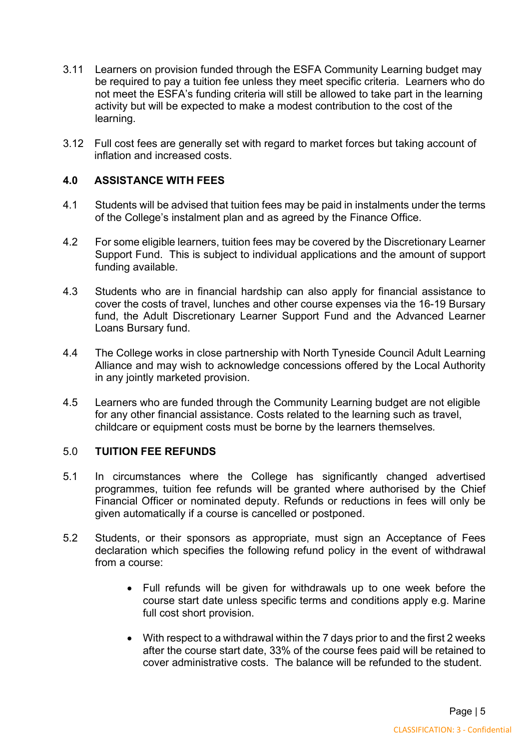3.11 Learners on provision funded through the ESFA Community Learning budget may be required to pay a tuition fee unless they meet specific criteria. Learners who do not meet the ESFA's funding criteria will still be allowed to take part in the learning activity but will be expected to make a modest contribution to the cost of the learning.

3.12 Full cost fees are generally set with regard to market forces but taking account of inflation and increased costs.

## 4.0 ASSISTANCE WITH FEES

4.1 Students will be advised that tuition fees may be paid in instalments under the terms of the College's instalment plan and as agreed by the Finance Office.

4.2 For some eligible learners, tuition fees may be covered by the Discretionary Learner Support Fund. This is subject to individual applications and the amount of support funding available.

4.3 Students who are in financial hardship can also apply for financial assistance to cover the costs of travel, lunches and other course expenses via the 16-19 Bursary fund, the Adult Discretionary Learner Support Fund and the Advanced Learner Loans Bursary fund.

4.4 The College works in close partnership with North Tyneside Council Adult Learning Alliance and may wish to acknowledge concessions offered by the Local Authority in any jointly marketed provision.

4.5 Learners who are funded through the Community Learning budget are not eligible for any other financial assistance. Costs related to the learning such as travel, childcare or equipment costs must be borne by the learners themselves*.*

## 5.0 TUITION FEE REFUNDS

5.1 In circumstances where the College has significantly changed advertised programmes, tuition fee refunds will be granted where authorised by the Chief Financial Officer or nominated deputy. Refunds or reductions in fees will only be given automatically if a course is cancelled or postponed.

5.2 Students, or their sponsors as appropriate, must sign an Acceptance of Fees declaration which specifies the following refund policy in the event of withdrawal from a course:

- Full refunds will be given for withdrawals up to one week before the course start date unless specific terms and conditions apply e.g. Marine full cost short provision.
- With respect to a withdrawal within the 7 days prior to and the first 2 weeks after the course start date, 33% of the course fees paid will be retained to cover administrative costs. The balance will be refunded to the student.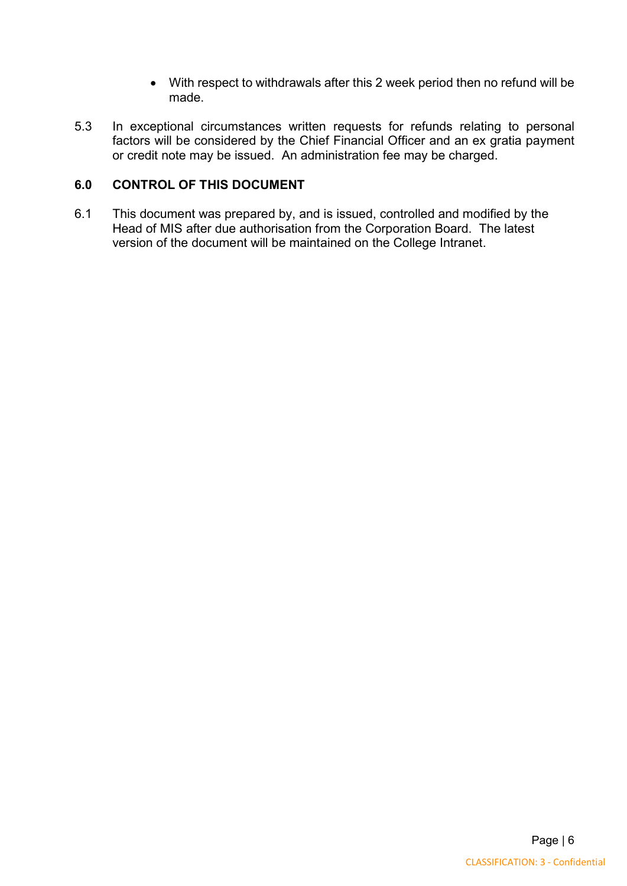- With respect to withdrawals after this 2 week period then no refund will be made.

5.3 In exceptional circumstances written requests for refunds relating to personal factors will be considered by the Chief Financial Officer and an ex gratia payment or credit note may be issued. An administration fee may be charged.

## 6.0 CONTROL OF THIS DOCUMENT

6.1 This document was prepared by, and is issued, controlled and modified by the Head of MIS after due authorisation from the Corporation Board. The latest version of the document will be maintained on the College Intranet.